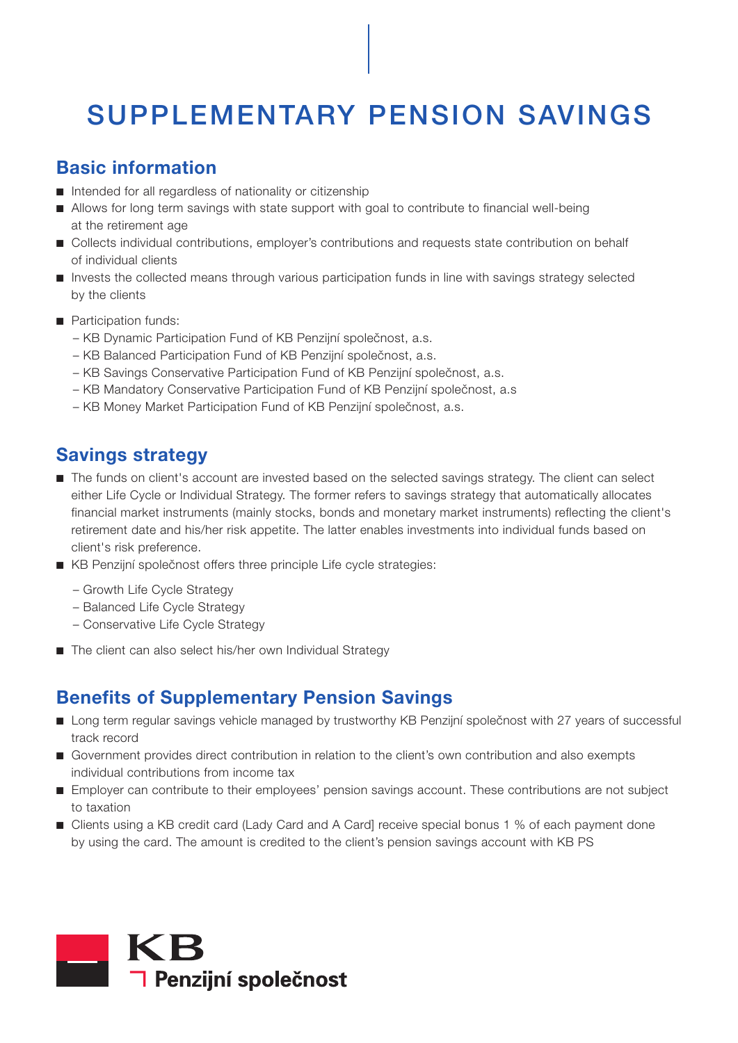# SUPPLEMENTARY PENSION SAVINGS

## Basic information

- Intended for all regardless of nationality or citizenship
- Allows for long term savings with state support with goal to contribute to financial well-being at the retirement age
- Collects individual contributions, employer's contributions and requests state contribution on behalf of individual clients
- Invests the collected means through various participation funds in line with savings strategy selected by the clients
- Participation funds:
  - KB Dynamic Participation Fund of KB Penzijní společnost, a.s.
  - KB Balanced Participation Fund of KB Penzijní společnost, a.s.
  - KB Savings Conservative Participation Fund of KB Penzijní společnost, a.s.
  - KB Mandatory Conservative Participation Fund of KB Penzijní společnost, a.s
  - KB Money Market Participation Fund of KB Penzijní společnost, a.s.

## Savings strategy

- The funds on client's account are invested based on the selected savings strategy. The client can select either Life Cycle or Individual Strategy. The former refers to savings strategy that automatically allocates financial market instruments (mainly stocks, bonds and monetary market instruments) reflecting the client's retirement date and his/her risk appetite. The latter enables investments into individual funds based on client's risk preference.
- KB Penzijní společnost offers three principle Life cycle strategies:
  - Growth Life Cycle Strategy
  - Balanced Life Cycle Strategy
  - Conservative Life Cycle Strategy
- The client can also select his/her own Individual Strategy

## Benefits of Supplementary Pension Savings

- Long term regular savings vehicle managed by trustworthy KB Penzijní společnost with 27 years of successful track record
- Government provides direct contribution in relation to the client's own contribution and also exempts individual contributions from income tax
- Employer can contribute to their employees' pension savings account. These contributions are not subject to taxation
- Clients using a KB credit card (Lady Card and A Card] receive special bonus 1 % of each payment done by using the card. The amount is credited to the client's pension savings account with KB PS

KB Penzijní společnost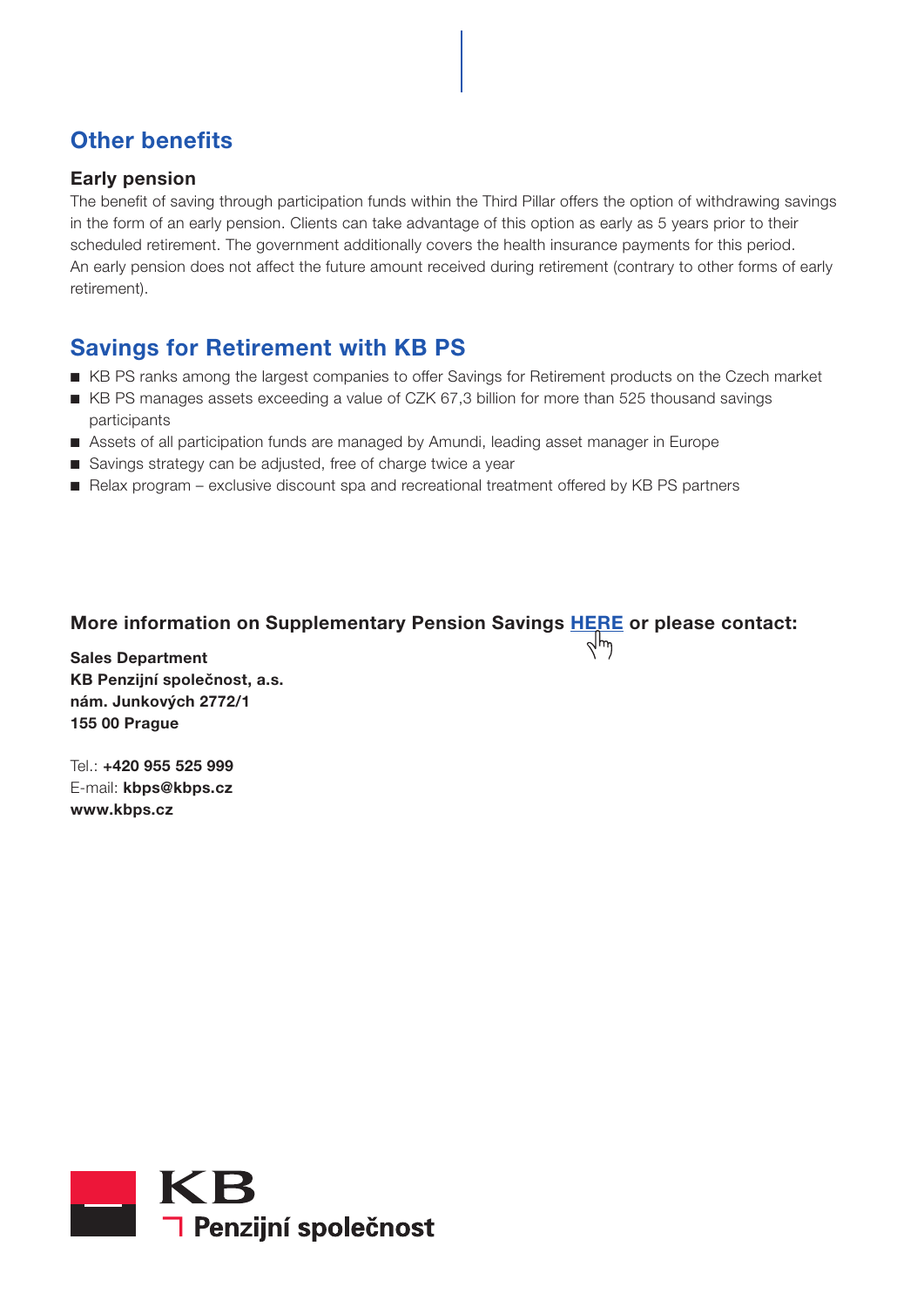## Other benefits

### Early pension

The benefit of saving through participation funds within the Third Pillar offers the option of withdrawing savings in the form of an early pension. Clients can take advantage of this option as early as 5 years prior to their scheduled retirement. The government additionally covers the health insurance payments for this period. An early pension does not affect the future amount received during retirement (contrary to other forms of early retirement).

## Savings for Retirement with KB PS

- KB PS ranks among the largest companies to offer Savings for Retirement products on the Czech market
- KB PS manages assets exceeding a value of CZK 67,3 billion for more than 525 thousand savings participants
- Assets of all participation funds are managed by Amundi, leading asset manager in Europe
- Savings strategy can be adjusted, free of charge twice a year
- Relax program – exclusive discount spa and recreational treatment offered by KB PS partners

**More information on Supplementary Pension Savings HERE or please contact:**

**Sales Department**
**KB Penzijní společnost, a.s.**
**nám. Junkových 2772/1**
**155 00 Prague**

Tel.: **+420 955 525 999**
E-mail: **kbps@kbps.cz**
**www.kbps.cz**

KB Penzijní společnost